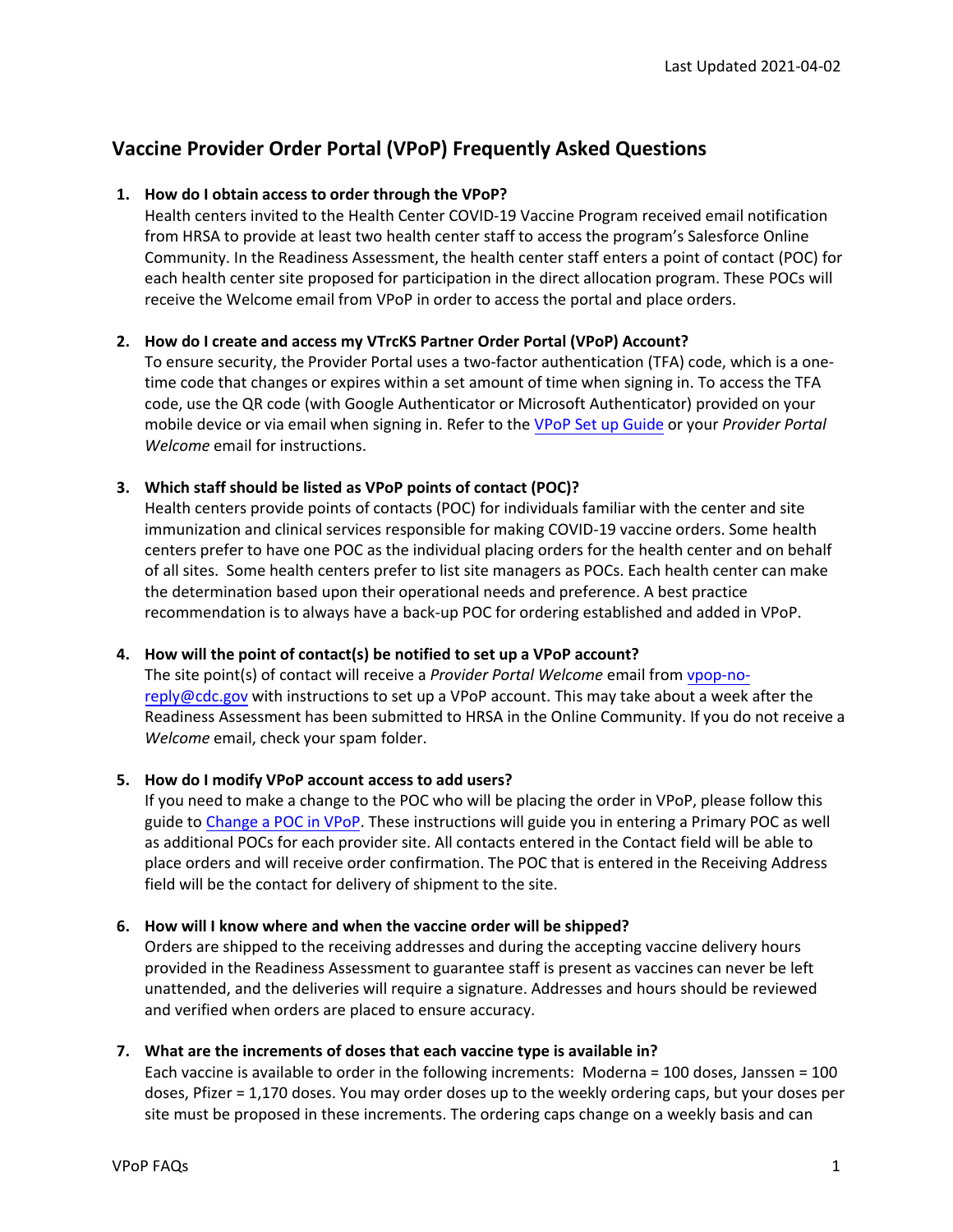Last Updated 2021-04-02

# Vaccine Provider Order Portal (VPoP) Frequently Asked Questions

1. **How do I obtain access to order through the VPoP?**
   Health centers invited to the Health Center COVID-19 Vaccine Program received email notification from HRSA to provide at least two health center staff to access the program's Salesforce Online Community. In the Readiness Assessment, the health center staff enters a point of contact (POC) for each health center site proposed for participation in the direct allocation program. These POCs will receive the Welcome email from VPoP in order to access the portal and place orders.

2. **How do I create and access my VTrcKS Partner Order Portal (VPoP) Account?**
   To ensure security, the Provider Portal uses a two-factor authentication (TFA) code, which is a one-time code that changes or expires within a set amount of time when signing in. To access the TFA code, use the QR code (with Google Authenticator or Microsoft Authenticator) provided on your mobile device or via email when signing in. Refer to the [VPoP Set up Guide]() or your *Provider Portal Welcome* email for instructions.

3. **Which staff should be listed as VPoP points of contact (POC)?**
   Health centers provide points of contacts (POC) for individuals familiar with the center and site immunization and clinical services responsible for making COVID-19 vaccine orders. Some health centers prefer to have one POC as the individual placing orders for the health center and on behalf of all sites. Some health centers prefer to list site managers as POCs. Each health center can make the determination based upon their operational needs and preference. A best practice recommendation is to always have a back-up POC for ordering established and added in VPoP.

4. **How will the point of contact(s) be notified to set up a VPoP account?**
   The site point(s) of contact will receive a *Provider Portal Welcome* email from vpop-no-reply@cdc.gov with instructions to set up a VPoP account. This may take about a week after the Readiness Assessment has been submitted to HRSA in the Online Community. If you do not receive a *Welcome* email, check your spam folder.

5. **How do I modify VPoP account access to add users?**
   If you need to make a change to the POC who will be placing the order in VPoP, please follow this guide to [Change a POC in VPoP](). These instructions will guide you in entering a Primary POC as well as additional POCs for each provider site. All contacts entered in the Contact field will be able to place orders and will receive order confirmation. The POC that is entered in the Receiving Address field will be the contact for delivery of shipment to the site.

6. **How will I know where and when the vaccine order will be shipped?**
   Orders are shipped to the receiving addresses and during the accepting vaccine delivery hours provided in the Readiness Assessment to guarantee staff is present as vaccines can never be left unattended, and the deliveries will require a signature. Addresses and hours should be reviewed and verified when orders are placed to ensure accuracy.

7. **What are the increments of doses that each vaccine type is available in?**
   Each vaccine is available to order in the following increments: Moderna = 100 doses, Janssen = 100 doses, Pfizer = 1,170 doses. You may order doses up to the weekly ordering caps, but your doses per site must be proposed in these increments. The ordering caps change on a weekly basis and can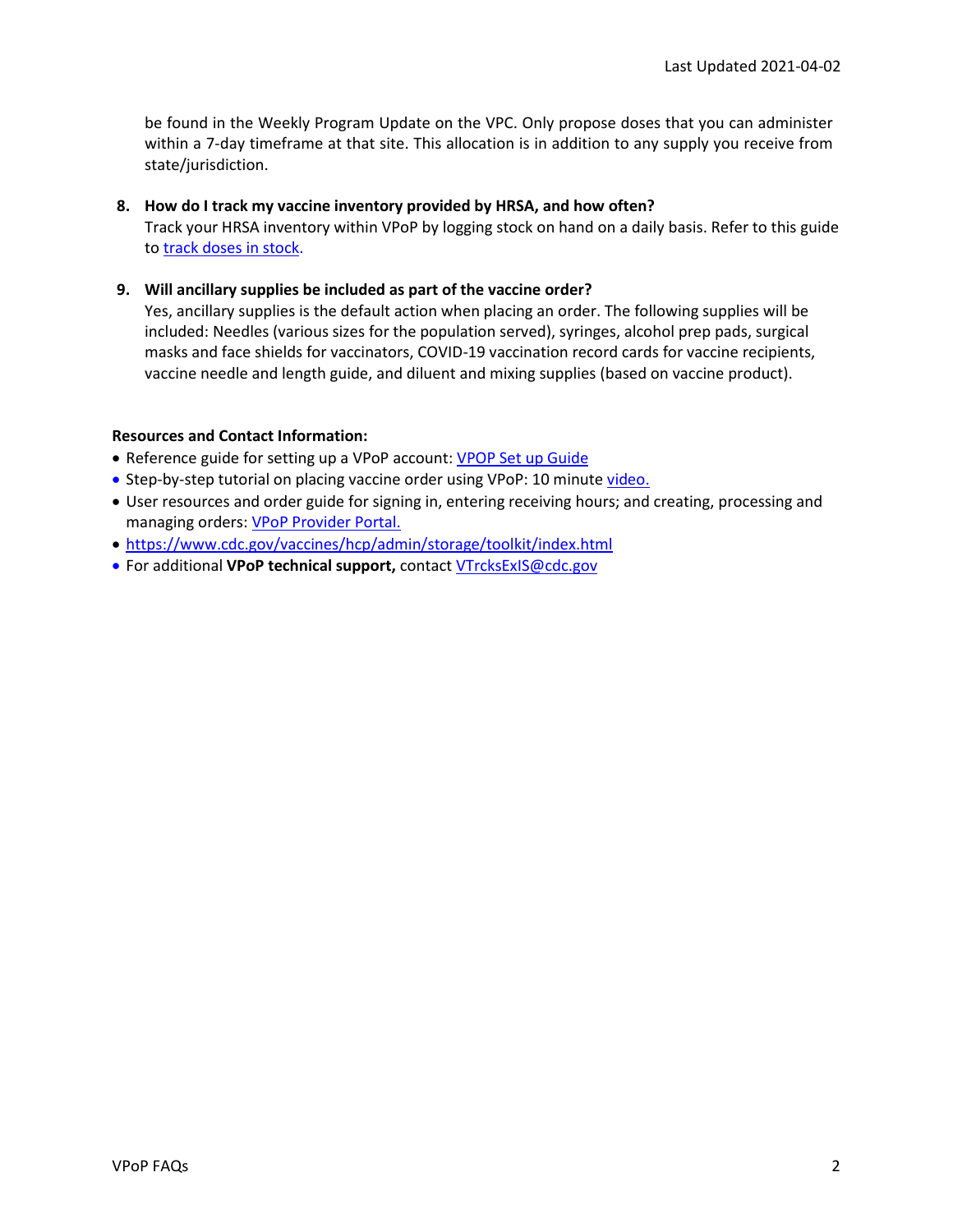be found in the Weekly Program Update on the VPC. Only propose doses that you can administer within a 7-day timeframe at that site. This allocation is in addition to any supply you receive from state/jurisdiction.

8. **How do I track my vaccine inventory provided by HRSA, and how often?**
   Track your HRSA inventory within VPoP by logging stock on hand on a daily basis. Refer to this guide to track doses in stock.

9. **Will ancillary supplies be included as part of the vaccine order?**
   Yes, ancillary supplies is the default action when placing an order. The following supplies will be included: Needles (various sizes for the population served), syringes, alcohol prep pads, surgical masks and face shields for vaccinators, COVID-19 vaccination record cards for vaccine recipients, vaccine needle and length guide, and diluent and mixing supplies (based on vaccine product).

**Resources and Contact Information:**

- Reference guide for setting up a VPoP account: VPOP Set up Guide
- Step-by-step tutorial on placing vaccine order using VPoP: 10 minute video.
- User resources and order guide for signing in, entering receiving hours; and creating, processing and managing orders: VPoP Provider Portal.
- https://www.cdc.gov/vaccines/hcp/admin/storage/toolkit/index.html
- For additional **VPoP technical support,** contact VTrcksExIS@cdc.gov